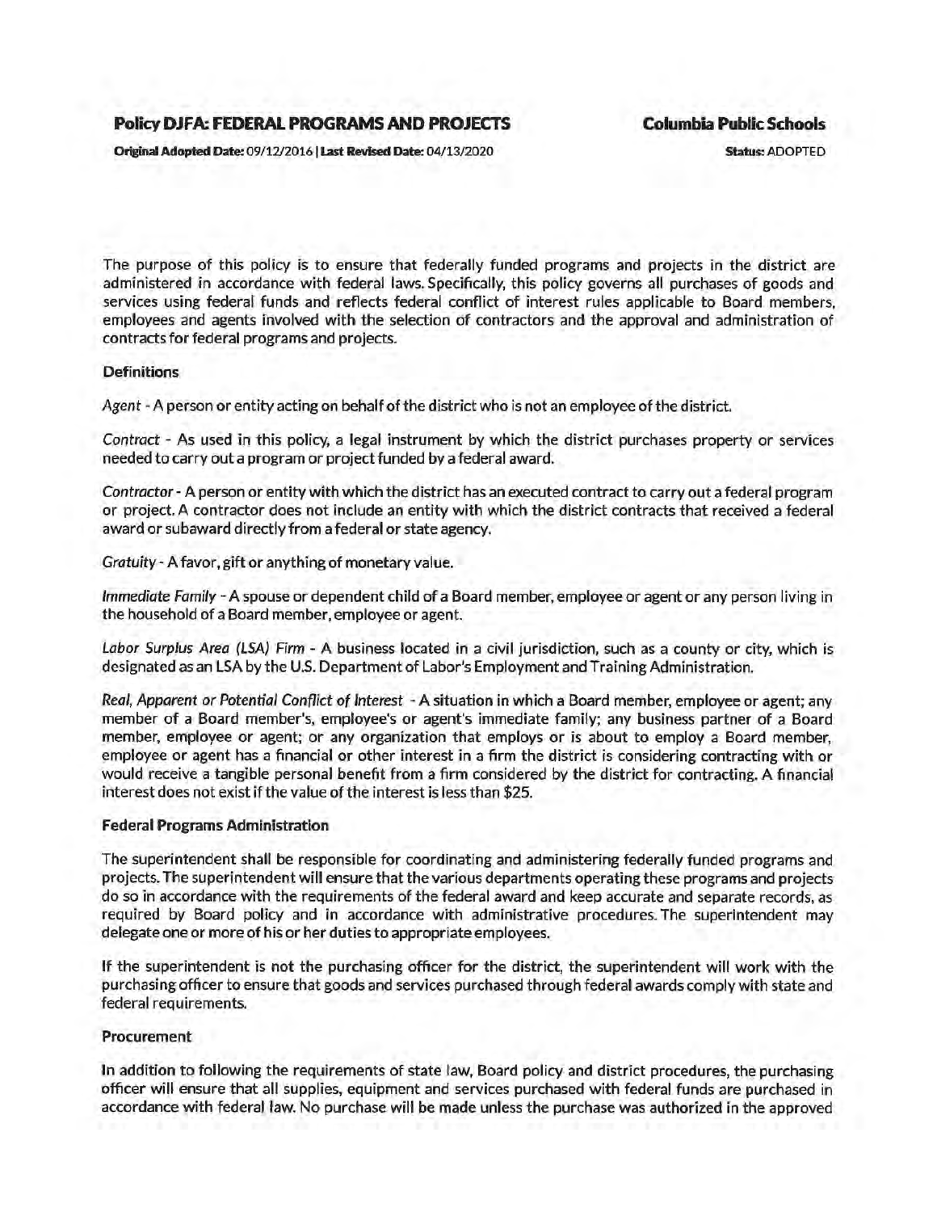# Policy DJFA: FEDERAL PROGRAMS AND PROJECTS

**Columbia Public Schools**

**Original Adopted Date:** 09/12/2016 | **Last Revised Date:** 04/13/2020

**Status:** ADOPTED

The purpose of this policy is to ensure that federally funded programs and projects in the district are administered in accordance with federal laws. Specifically, this policy governs all purchases of goods and services using federal funds and reflects federal conflict of interest rules applicable to Board members, employees and agents involved with the selection of contractors and the approval and administration of contracts for federal programs and projects.

**Definitions**

*Agent* - A person or entity acting on behalf of the district who is not an employee of the district.

*Contract* - As used in this policy, a legal instrument by which the district purchases property or services needed to carry out a program or project funded by a federal award.

*Contractor* - A person or entity with which the district has an executed contract to carry out a federal program or project. A contractor does not include an entity with which the district contracts that received a federal award or subaward directly from a federal or state agency.

*Gratuity* - A favor, gift or anything of monetary value.

*Immediate Family* - A spouse or dependent child of a Board member, employee or agent or any person living in the household of a Board member, employee or agent.

*Labor Surplus Area (LSA) Firm* - A business located in a civil jurisdiction, such as a county or city, which is designated as an LSA by the U.S. Department of Labor's Employment and Training Administration.

*Real, Apparent or Potential Conflict of Interest* - A situation in which a Board member, employee or agent; any member of a Board member's, employee's or agent's immediate family; any business partner of a Board member, employee or agent; or any organization that employs or is about to employ a Board member, employee or agent has a financial or other interest in a firm the district is considering contracting with or would receive a tangible personal benefit from a firm considered by the district for contracting. A financial interest does not exist if the value of the interest is less than $25.

**Federal Programs Administration**

The superintendent shall be responsible for coordinating and administering federally funded programs and projects. The superintendent will ensure that the various departments operating these programs and projects do so in accordance with the requirements of the federal award and keep accurate and separate records, as required by Board policy and in accordance with administrative procedures. The superintendent may delegate one or more of his or her duties to appropriate employees.

If the superintendent is not the purchasing officer for the district, the superintendent will work with the purchasing officer to ensure that goods and services purchased through federal awards comply with state and federal requirements.

**Procurement**

In addition to following the requirements of state law, Board policy and district procedures, the purchasing officer will ensure that all supplies, equipment and services purchased with federal funds are purchased in accordance with federal law. No purchase will be made unless the purchase was authorized in the approved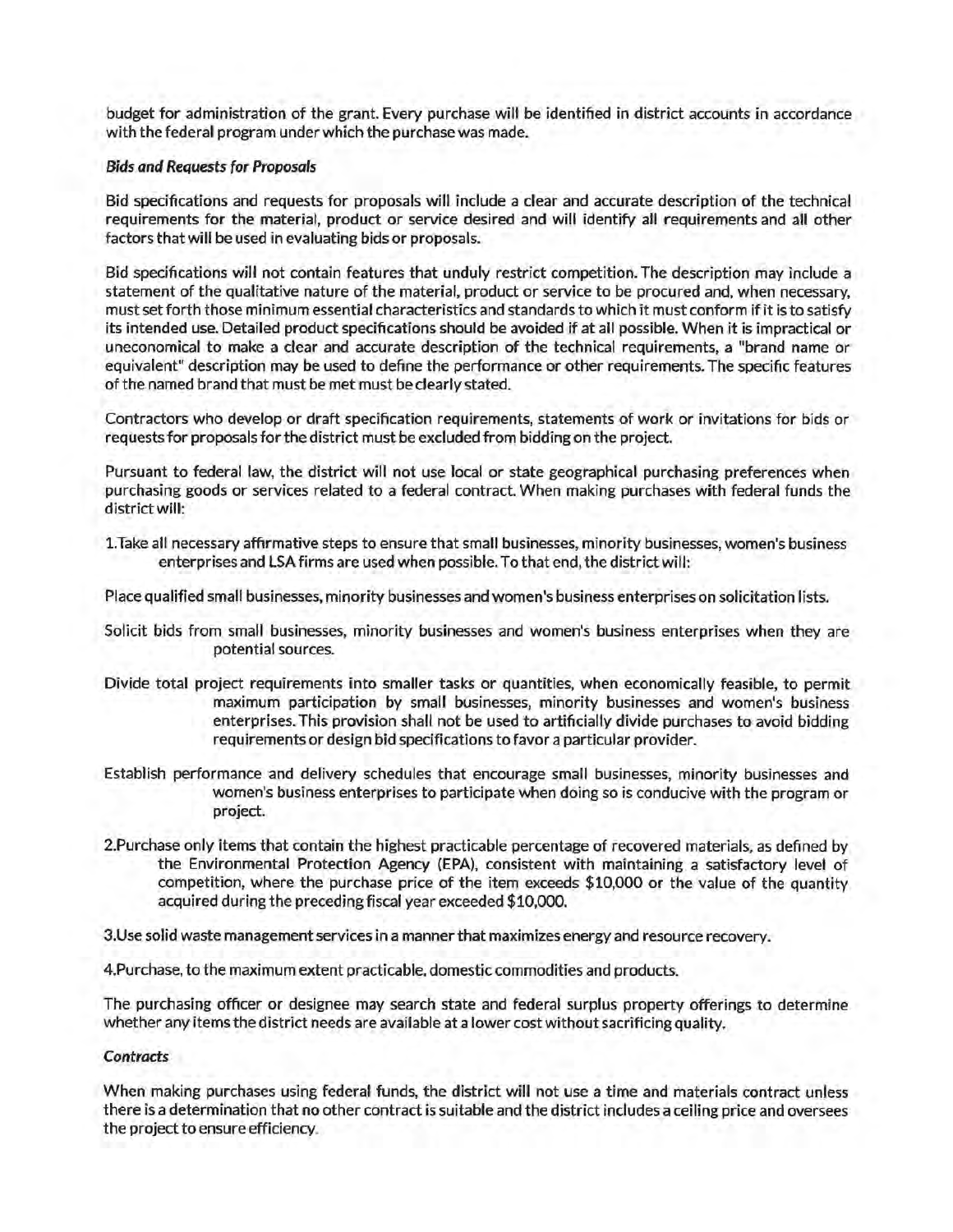budget for administration of the grant. Every purchase will be identified in district accounts in accordance with the federal program under which the purchase was made.

***Bids and Requests for Proposals***

Bid specifications and requests for proposals will include a clear and accurate description of the technical requirements for the material, product or service desired and will identify all requirements and all other factors that will be used in evaluating bids or proposals.

Bid specifications will not contain features that unduly restrict competition. The description may include a statement of the qualitative nature of the material, product or service to be procured and, when necessary, must set forth those minimum essential characteristics and standards to which it must conform if it is to satisfy its intended use. Detailed product specifications should be avoided if at all possible. When it is impractical or uneconomical to make a clear and accurate description of the technical requirements, a "brand name or equivalent" description may be used to define the performance or other requirements. The specific features of the named brand that must be met must be clearly stated.

Contractors who develop or draft specification requirements, statements of work or invitations for bids or requests for proposals for the district must be excluded from bidding on the project.

Pursuant to federal law, the district will not use local or state geographical purchasing preferences when purchasing goods or services related to a federal contract. When making purchases with federal funds the district will:

1. Take all necessary affirmative steps to ensure that small businesses, minority businesses, women's business enterprises and LSA firms are used when possible. To that end, the district will:

Place qualified small businesses, minority businesses and women's business enterprises on solicitation lists.

Solicit bids from small businesses, minority businesses and women's business enterprises when they are potential sources.

Divide total project requirements into smaller tasks or quantities, when economically feasible, to permit maximum participation by small businesses, minority businesses and women's business enterprises. This provision shall not be used to artificially divide purchases to avoid bidding requirements or design bid specifications to favor a particular provider.

Establish performance and delivery schedules that encourage small businesses, minority businesses and women's business enterprises to participate when doing so is conducive with the program or project.

2. Purchase only items that contain the highest practicable percentage of recovered materials, as defined by the Environmental Protection Agency (EPA), consistent with maintaining a satisfactory level of competition, where the purchase price of the item exceeds $10,000 or the value of the quantity acquired during the preceding fiscal year exceeded $10,000.

3. Use solid waste management services in a manner that maximizes energy and resource recovery.

4. Purchase, to the maximum extent practicable, domestic commodities and products.

The purchasing officer or designee may search state and federal surplus property offerings to determine whether any items the district needs are available at a lower cost without sacrificing quality.

***Contracts***

When making purchases using federal funds, the district will not use a time and materials contract unless there is a determination that no other contract is suitable and the district includes a ceiling price and oversees the project to ensure efficiency.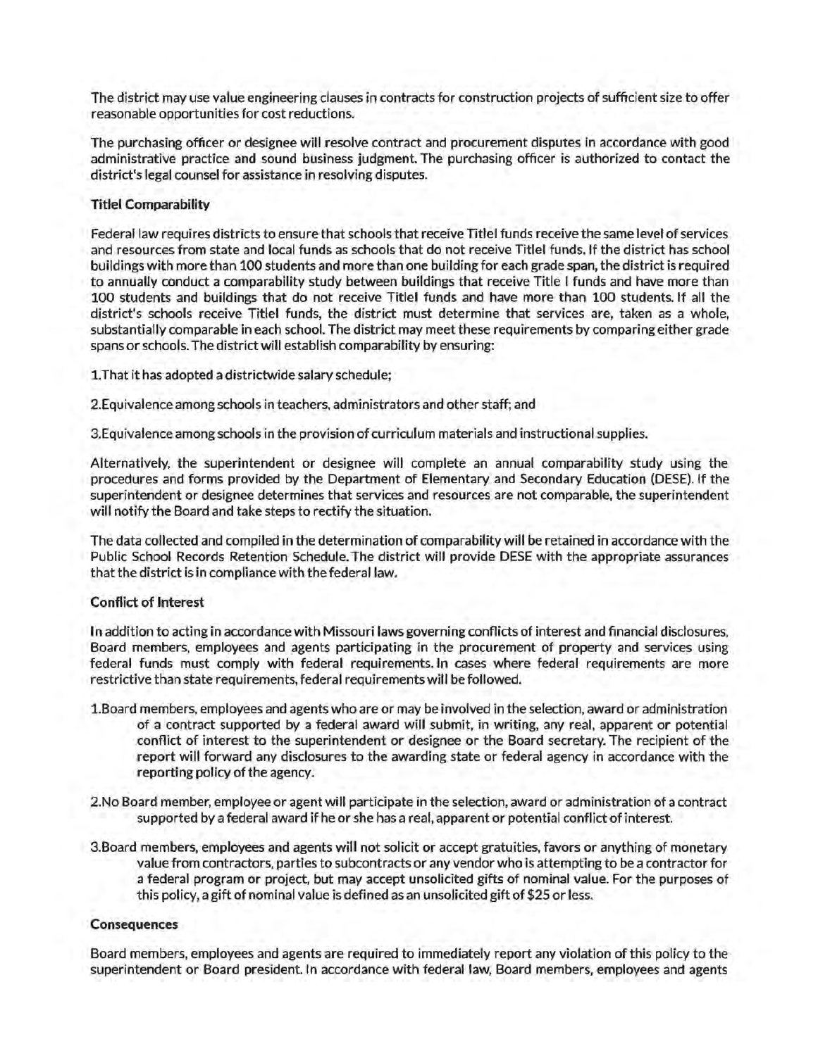The district may use value engineering clauses in contracts for construction projects of sufficient size to offer reasonable opportunities for cost reductions.

The purchasing officer or designee will resolve contract and procurement disputes in accordance with good administrative practice and sound business judgment. The purchasing officer is authorized to contact the district's legal counsel for assistance in resolving disputes.

**TitleI Comparability**

Federal law requires districts to ensure that schools that receive TitleI funds receive the same level of services and resources from state and local funds as schools that do not receive TitleI funds. If the district has school buildings with more than 100 students and more than one building for each grade span, the district is required to annually conduct a comparability study between buildings that receive Title I funds and have more than 100 students and buildings that do not receive TitleI funds and have more than 100 students. If all the district's schools receive TitleI funds, the district must determine that services are, taken as a whole, substantially comparable in each school. The district may meet these requirements by comparing either grade spans or schools. The district will establish comparability by ensuring:

1.That it has adopted a districtwide salary schedule;

2.Equivalence among schools in teachers, administrators and other staff; and

3.Equivalence among schools in the provision of curriculum materials and instructional supplies.

Alternatively, the superintendent or designee will complete an annual comparability study using the procedures and forms provided by the Department of Elementary and Secondary Education (DESE). If the superintendent or designee determines that services and resources are not comparable, the superintendent will notify the Board and take steps to rectify the situation.

The data collected and compiled in the determination of comparability will be retained in accordance with the Public School Records Retention Schedule. The district will provide DESE with the appropriate assurances that the district is in compliance with the federal law.

**Conflict of Interest**

In addition to acting in accordance with Missouri laws governing conflicts of interest and financial disclosures, Board members, employees and agents participating in the procurement of property and services using federal funds must comply with federal requirements. In cases where federal requirements are more restrictive than state requirements, federal requirements will be followed.

1.Board members, employees and agents who are or may be involved in the selection, award or administration of a contract supported by a federal award will submit, in writing, any real, apparent or potential conflict of interest to the superintendent or designee or the Board secretary. The recipient of the report will forward any disclosures to the awarding state or federal agency in accordance with the reporting policy of the agency.

2.No Board member, employee or agent will participate in the selection, award or administration of a contract supported by a federal award if he or she has a real, apparent or potential conflict of interest.

3.Board members, employees and agents will not solicit or accept gratuities, favors or anything of monetary value from contractors, parties to subcontracts or any vendor who is attempting to be a contractor for a federal program or project, but may accept unsolicited gifts of nominal value. For the purposes of this policy, a gift of nominal value is defined as an unsolicited gift of $25 or less.

**Consequences**

Board members, employees and agents are required to immediately report any violation of this policy to the superintendent or Board president. In accordance with federal law, Board members, employees and agents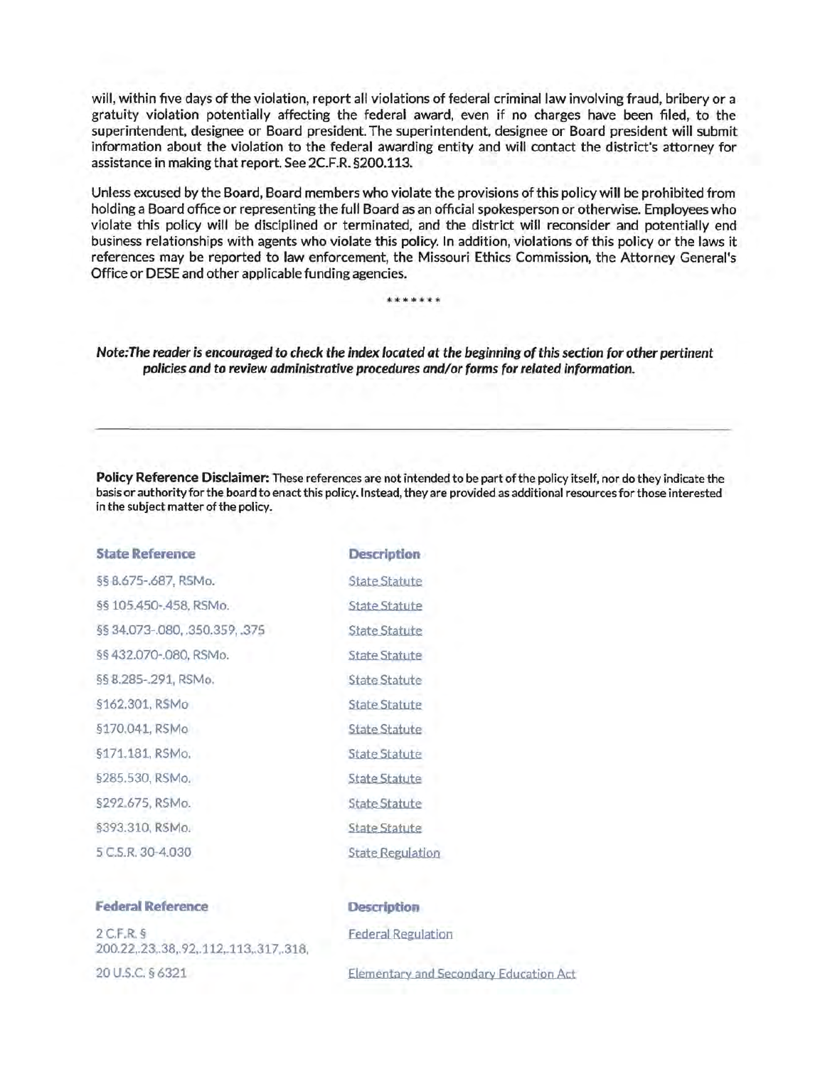will, within five days of the violation, report all violations of federal criminal law involving fraud, bribery or a gratuity violation potentially affecting the federal award, even if no charges have been filed, to the superintendent, designee or Board president. The superintendent, designee or Board president will submit information about the violation to the federal awarding entity and will contact the district's attorney for assistance in making that report. See 2C.F.R. §200.113.

Unless excused by the Board, Board members who violate the provisions of this policy will be prohibited from holding a Board office or representing the full Board as an official spokesperson or otherwise. Employees who violate this policy will be disciplined or terminated, and the district will reconsider and potentially end business relationships with agents who violate this policy. In addition, violations of this policy or the laws it references may be reported to law enforcement, the Missouri Ethics Commission, the Attorney General's Office or DESE and other applicable funding agencies.

*******

***Note: The reader is encouraged to check the index located at the beginning of this section for other pertinent policies and to review administrative procedures and/or forms for related information.***

---

**Policy Reference Disclaimer:** These references are not intended to be part of the policy itself, nor do they indicate the basis or authority for the board to enact this policy. Instead, they are provided as additional resources for those interested in the subject matter of the policy.

| State Reference | Description |
|---|---|
| §§ 8.675-.687, RSMo. | State Statute |
| §§ 105.450-.458, RSMo. | State Statute |
| §§ 34.073-.080, .350.359, .375 | State Statute |
| §§ 432.070-.080, RSMo. | State Statute |
| §§ 8.285-.291, RSMo. | State Statute |
| §162.301, RSMo | State Statute |
| §170.041, RSMo | State Statute |
| §171.181, RSMo. | State Statute |
| §285.530, RSMo. | State Statute |
| §292.675, RSMo. | State Statute |
| §393.310, RSMo. | State Statute |
| 5 C.S.R. 30-4.030 | State Regulation |

| Federal Reference | Description |
|---|---|
| 2 C.F.R. § 200.22,.23,.38,.92,.112,.113,.317,.318, | Federal Regulation |
| 20 U.S.C. § 6321 | Elementary and Secondary Education Act |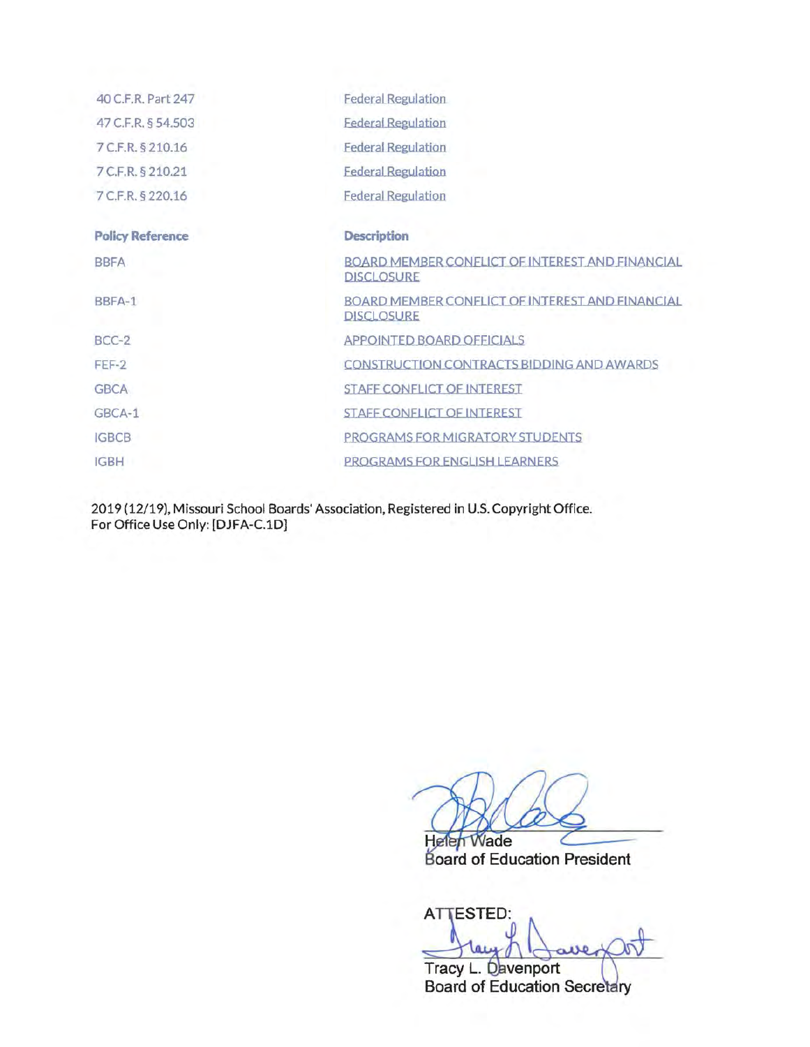| | |
|---|---|
| 40 C.F.R. Part 247 | Federal Regulation |
| 47 C.F.R. § 54.503 | Federal Regulation |
| 7 C.F.R. § 210.16 | Federal Regulation |
| 7 C.F.R. § 210.21 | Federal Regulation |
| 7 C.F.R. § 220.16 | Federal Regulation |

| Policy Reference | Description |
|---|---|
| BBFA | BOARD MEMBER CONFLICT OF INTEREST AND FINANCIAL DISCLOSURE |
| BBFA-1 | BOARD MEMBER CONFLICT OF INTEREST AND FINANCIAL DISCLOSURE |
| BCC-2 | APPOINTED BOARD OFFICIALS |
| FEF-2 | CONSTRUCTION CONTRACTS BIDDING AND AWARDS |
| GBCA | STAFF CONFLICT OF INTEREST |
| GBCA-1 | STAFF CONFLICT OF INTEREST |
| IGBCB | PROGRAMS FOR MIGRATORY STUDENTS |
| IGBH | PROGRAMS FOR ENGLISH LEARNERS |

2019 (12/19), Missouri School Boards' Association, Registered in U.S. Copyright Office.
For Office Use Only: [DJFA-C.1D]

Helen Wade
Board of Education President

ATTESTED:

Tracy L. Davenport
Board of Education Secretary